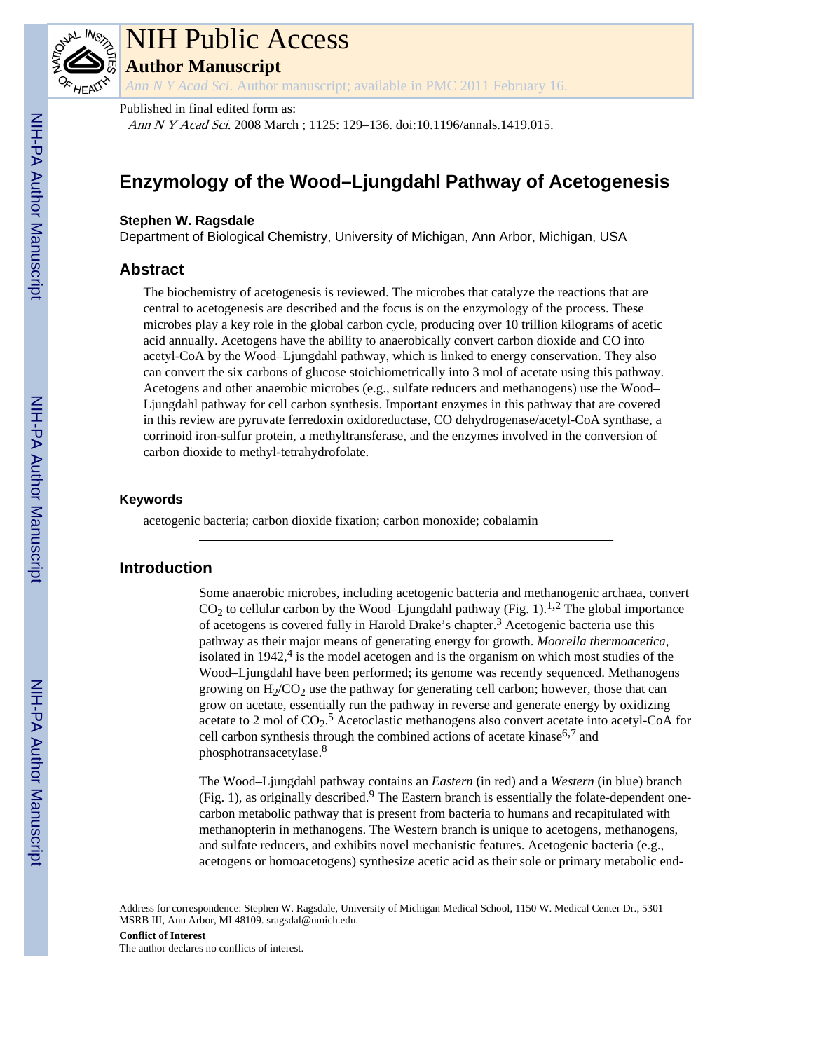# NIH Public Access

## Author Manuscript

*Ann N Y Acad Sci*. Author manuscript; available in PMC 2011 February 16.

Published in final edited form as:

*Ann N Y Acad Sci*. 2008 March ; 1125: 129–136. doi:10.1196/annals.1419.015.

# Enzymology of the Wood–Ljungdahl Pathway of Acetogenesis

**Stephen W. Ragsdale**

Department of Biological Chemistry, University of Michigan, Ann Arbor, Michigan, USA

## Abstract

The biochemistry of acetogenesis is reviewed. The microbes that catalyze the reactions that are central to acetogenesis are described and the focus is on the enzymology of the process. These microbes play a key role in the global carbon cycle, producing over 10 trillion kilograms of acetic acid annually. Acetogens have the ability to anaerobically convert carbon dioxide and CO into acetyl-CoA by the Wood–Ljungdahl pathway, which is linked to energy conservation. They also can convert the six carbons of glucose stoichiometrically into 3 mol of acetate using this pathway. Acetogens and other anaerobic microbes (e.g., sulfate reducers and methanogens) use the Wood–Ljungdahl pathway for cell carbon synthesis. Important enzymes in this pathway that are covered in this review are pyruvate ferredoxin oxidoreductase, CO dehydrogenase/acetyl-CoA synthase, a corrinoid iron-sulfur protein, a methyltransferase, and the enzymes involved in the conversion of carbon dioxide to methyl-tetrahydrofolate.

### Keywords

acetogenic bacteria; carbon dioxide fixation; carbon monoxide; cobalamin

## Introduction

Some anaerobic microbes, including acetogenic bacteria and methanogenic archaea, convert $CO_2$ to cellular carbon by the Wood–Ljungdahl pathway (Fig. 1).[1,2] The global importance of acetogens is covered fully in Harold Drake's chapter.[3] Acetogenic bacteria use this pathway as their major means of generating energy for growth. *Moorella thermoacetica*, isolated in 1942,[4] is the model acetogen and is the organism on which most studies of the Wood–Ljungdahl have been performed; its genome was recently sequenced. Methanogens growing on $H_2/CO_2$ use the pathway for generating cell carbon; however, those that can grow on acetate, essentially run the pathway in reverse and generate energy by oxidizing acetate to 2 mol of $CO_2$.[5] Acetoclastic methanogens also convert acetate into acetyl-CoA for cell carbon synthesis through the combined actions of acetate kinase[6,7] and phosphotransacetylase.[8]

The Wood–Ljungdahl pathway contains an *Eastern* (in red) and a *Western* (in blue) branch (Fig. 1), as originally described.[9] The Eastern branch is essentially the folate-dependent one-carbon metabolic pathway that is present from bacteria to humans and recapitulated with methanopterin in methanogens. The Western branch is unique to acetogens, methanogens, and sulfate reducers, and exhibits novel mechanistic features. Acetogenic bacteria (e.g., acetogens or homoacetogens) synthesize acetic acid as their sole or primary metabolic end-

---

Address for correspondence: Stephen W. Ragsdale, University of Michigan Medical School, 1150 W. Medical Center Dr., 5301 MSRB III, Ann Arbor, MI 48109. sragsdal@umich.edu.

**Conflict of Interest**

The author declares no conflicts of interest.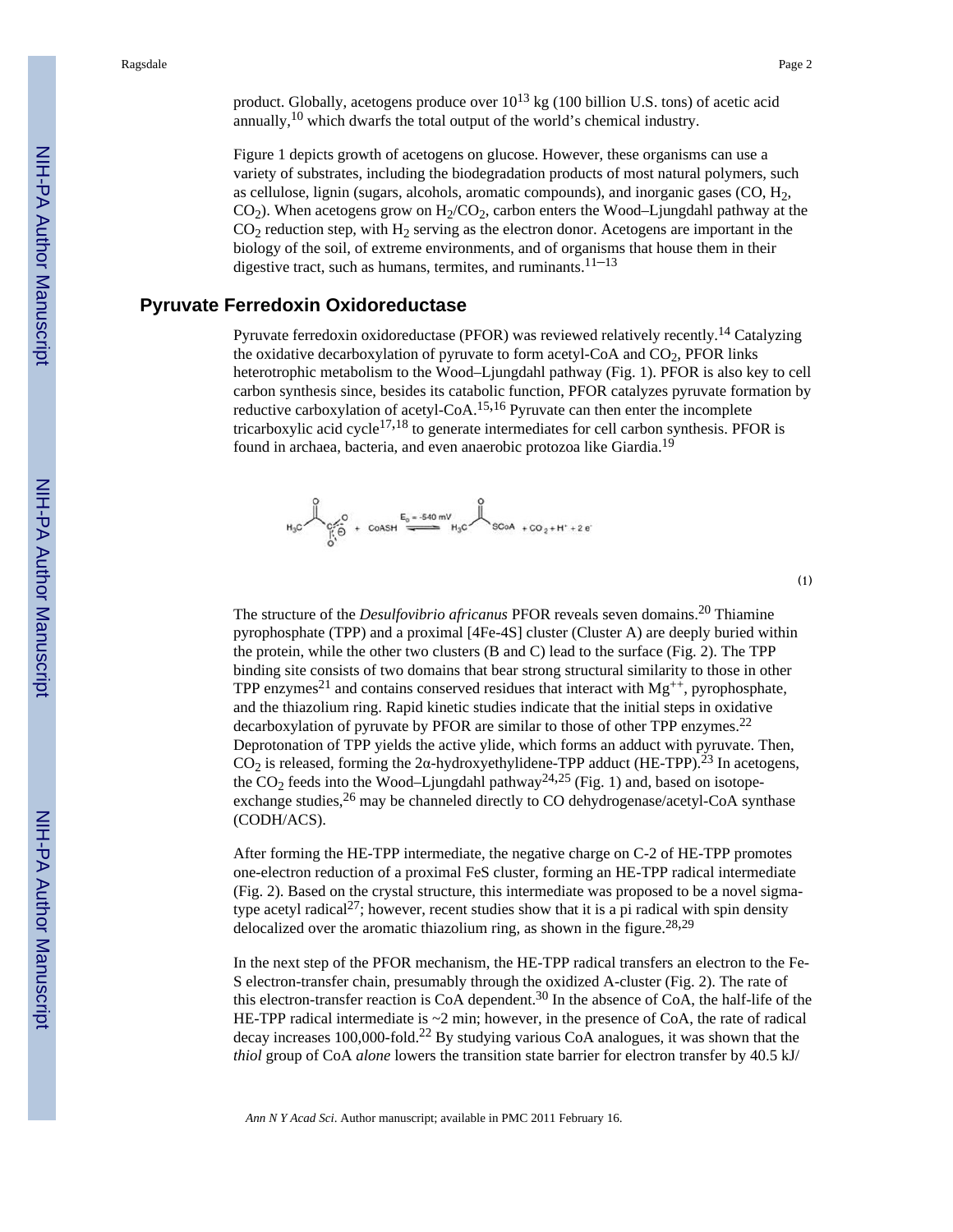product. Globally, acetogens produce over $10^{13}$ kg (100 billion U.S. tons) of acetic acid annually,[10] which dwarfs the total output of the world's chemical industry.

Figure 1 depicts growth of acetogens on glucose. However, these organisms can use a variety of substrates, including the biodegradation products of most natural polymers, such as cellulose, lignin (sugars, alcohols, aromatic compounds), and inorganic gases (CO, $H_2$, $CO_2$). When acetogens grow on $H_2/CO_2$, carbon enters the Wood–Ljungdahl pathway at the $CO_2$ reduction step, with $H_2$ serving as the electron donor. Acetogens are important in the biology of the soil, of extreme environments, and of organisms that house them in their digestive tract, such as humans, termites, and ruminants.[11–13]

## Pyruvate Ferredoxin Oxidoreductase

Pyruvate ferredoxin oxidoreductase (PFOR) was reviewed relatively recently.[14] Catalyzing the oxidative decarboxylation of pyruvate to form acetyl-CoA and $CO_2$, PFOR links heterotrophic metabolism to the Wood–Ljungdahl pathway (Fig. 1). PFOR is also key to cell carbon synthesis since, besides its catabolic function, PFOR catalyzes pyruvate formation by reductive carboxylation of acetyl-CoA.[15,16] Pyruvate can then enter the incomplete tricarboxylic acid cycle[17,18] to generate intermediates for cell carbon synthesis. PFOR is found in archaea, bacteria, and even anaerobic protozoa like Giardia.[19]

$$H_3C\text{-}C(=O)\text{-}COO^{-} + \text{CoASH} \underset{}{\overset{E_0 = -540\ \text{mV}}{\rightleftharpoons}} H_3C\text{-}C(=O)\text{-SCoA} + CO_2 + H^+ + 2e^- \quad (1)$$

The structure of the *Desulfovibrio africanus* PFOR reveals seven domains.[20] Thiamine pyrophosphate (TPP) and a proximal [4Fe-4S] cluster (Cluster A) are deeply buried within the protein, while the other two clusters (B and C) lead to the surface (Fig. 2). The TPP binding site consists of two domains that bear strong structural similarity to those in other TPP enzymes[21] and contains conserved residues that interact with $Mg^{++}$, pyrophosphate, and the thiazolium ring. Rapid kinetic studies indicate that the initial steps in oxidative decarboxylation of pyruvate by PFOR are similar to those of other TPP enzymes.[22] Deprotonation of TPP yields the active ylide, which forms an adduct with pyruvate. Then, $CO_2$ is released, forming the 2α-hydroxyethylidene-TPP adduct (HE-TPP).[23] In acetogens, the $CO_2$ feeds into the Wood–Ljungdahl pathway[24,25] (Fig. 1) and, based on isotope-exchange studies,[26] may be channeled directly to CO dehydrogenase/acetyl-CoA synthase (CODH/ACS).

After forming the HE-TPP intermediate, the negative charge on C-2 of HE-TPP promotes one-electron reduction of a proximal FeS cluster, forming an HE-TPP radical intermediate (Fig. 2). Based on the crystal structure, this intermediate was proposed to be a novel sigma-type acetyl radical[27]; however, recent studies show that it is a pi radical with spin density delocalized over the aromatic thiazolium ring, as shown in the figure.[28,29]

In the next step of the PFOR mechanism, the HE-TPP radical transfers an electron to the Fe-S electron-transfer chain, presumably through the oxidized A-cluster (Fig. 2). The rate of this electron-transfer reaction is CoA dependent.[30] In the absence of CoA, the half-life of the HE-TPP radical intermediate is ~2 min; however, in the presence of CoA, the rate of radical decay increases 100,000-fold.[22] By studying various CoA analogues, it was shown that the *thiol* group of CoA *alone* lowers the transition state barrier for electron transfer by 40.5 kJ/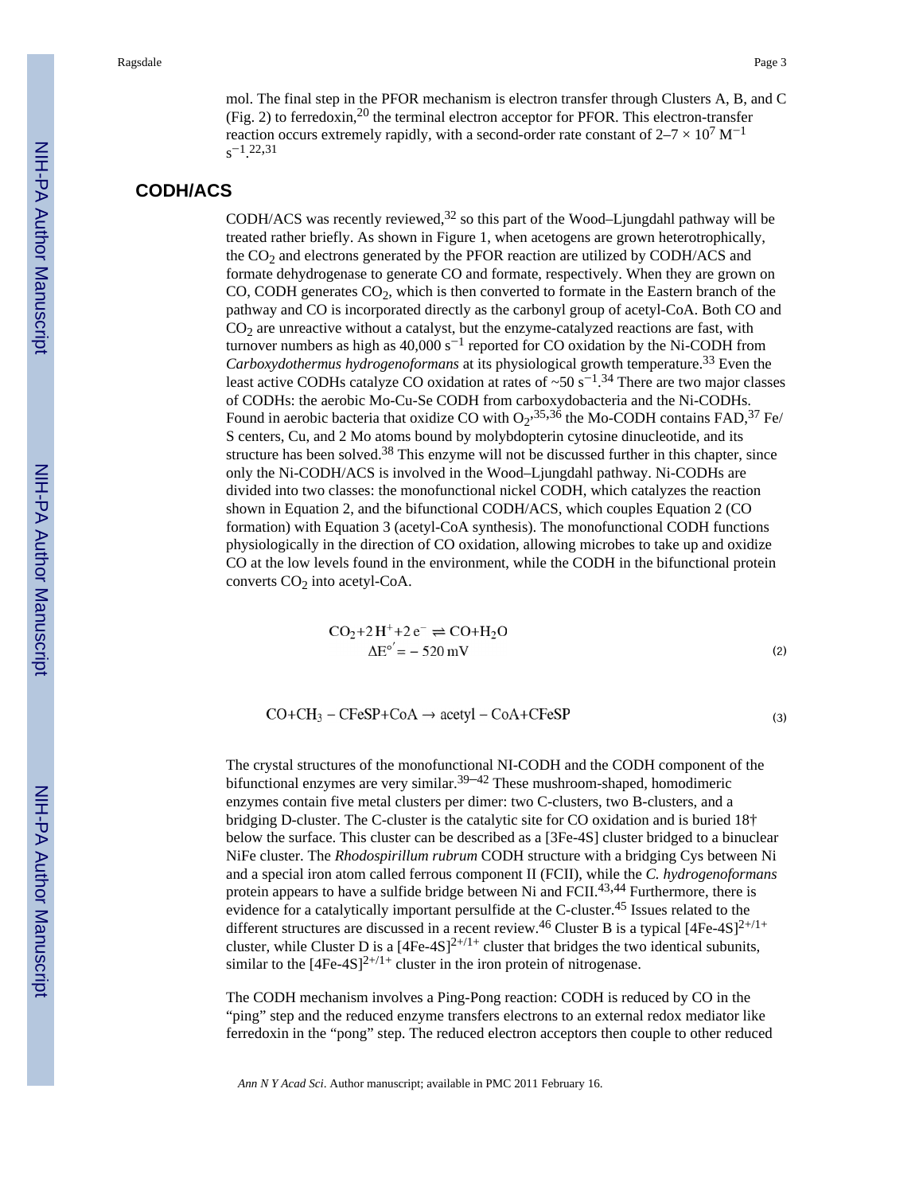mol. The final step in the PFOR mechanism is electron transfer through Clusters A, B, and C (Fig. 2) to ferredoxin,[20] the terminal electron acceptor for PFOR. This electron-transfer reaction occurs extremely rapidly, with a second-order rate constant of $2–7 \times 10^7$ $M^{-1}$ $s^{-1}$.[22,31]

## CODH/ACS

CODH/ACS was recently reviewed,[32] so this part of the Wood–Ljungdahl pathway will be treated rather briefly. As shown in Figure 1, when acetogens are grown heterotrophically, the $CO_2$ and electrons generated by the PFOR reaction are utilized by CODH/ACS and formate dehydrogenase to generate CO and formate, respectively. When they are grown on CO, CODH generates $CO_2$, which is then converted to formate in the Eastern branch of the pathway and CO is incorporated directly as the carbonyl group of acetyl-CoA. Both CO and $CO_2$ are unreactive without a catalyst, but the enzyme-catalyzed reactions are fast, with turnover numbers as high as 40,000 $s^{-1}$ reported for CO oxidation by the Ni-CODH from *Carboxydothermus hydrogenoformans* at its physiological growth temperature.[33] Even the least active CODHs catalyze CO oxidation at rates of ~50 $s^{-1}$.[34] There are two major classes of CODHs: the aerobic Mo-Cu-Se CODH from carboxydobacteria and the Ni-CODHs. Found in aerobic bacteria that oxidize CO with $O_2$,[35,36] the Mo-CODH contains FAD,[37] Fe/S centers, Cu, and 2 Mo atoms bound by molybdopterin cytosine dinucleotide, and its structure has been solved.[38] This enzyme will not be discussed further in this chapter, since only the Ni-CODH/ACS is involved in the Wood–Ljungdahl pathway. Ni-CODHs are divided into two classes: the monofunctional nickel CODH, which catalyzes the reaction shown in Equation 2, and the bifunctional CODH/ACS, which couples Equation 2 (CO formation) with Equation 3 (acetyl-CoA synthesis). The monofunctional CODH functions physiologically in the direction of CO oxidation, allowing microbes to take up and oxidize CO at the low levels found in the environment, while the CODH in the bifunctional protein converts $CO_2$ into acetyl-CoA.

$$\begin{array}{c} CO_2 + 2\,H^+ + 2\,e^- \rightleftharpoons CO + H_2O \\ \Delta E^{\circ\prime} = -520\ \text{mV} \end{array} \tag{2}$$

$$CO + CH_3 - CFeSP + CoA \rightarrow \text{acetyl} - CoA + CFeSP \tag{3}$$

The crystal structures of the monofunctional NI-CODH and the CODH component of the bifunctional enzymes are very similar.[39–42] These mushroom-shaped, homodimeric enzymes contain five metal clusters per dimer: two C-clusters, two B-clusters, and a bridging D-cluster. The C-cluster is the catalytic site for CO oxidation and is buried 18† below the surface. This cluster can be described as a [3Fe-4S] cluster bridged to a binuclear NiFe cluster. The *Rhodospirillum rubrum* CODH structure with a bridging Cys between Ni and a special iron atom called ferrous component II (FCII), while the *C. hydrogenoformans* protein appears to have a sulfide bridge between Ni and FCII.[43,44] Furthermore, there is evidence for a catalytically important persulfide at the C-cluster.[45] Issues related to the different structures are discussed in a recent review.[46] Cluster B is a typical $[4Fe\text{-}4S]^{2+/1+}$ cluster, while Cluster D is a $[4Fe\text{-}4S]^{2+/1+}$ cluster that bridges the two identical subunits, similar to the $[4Fe\text{-}4S]^{2+/1+}$ cluster in the iron protein of nitrogenase.

The CODH mechanism involves a Ping-Pong reaction: CODH is reduced by CO in the "ping" step and the reduced enzyme transfers electrons to an external redox mediator like ferredoxin in the "pong" step. The reduced electron acceptors then couple to other reduced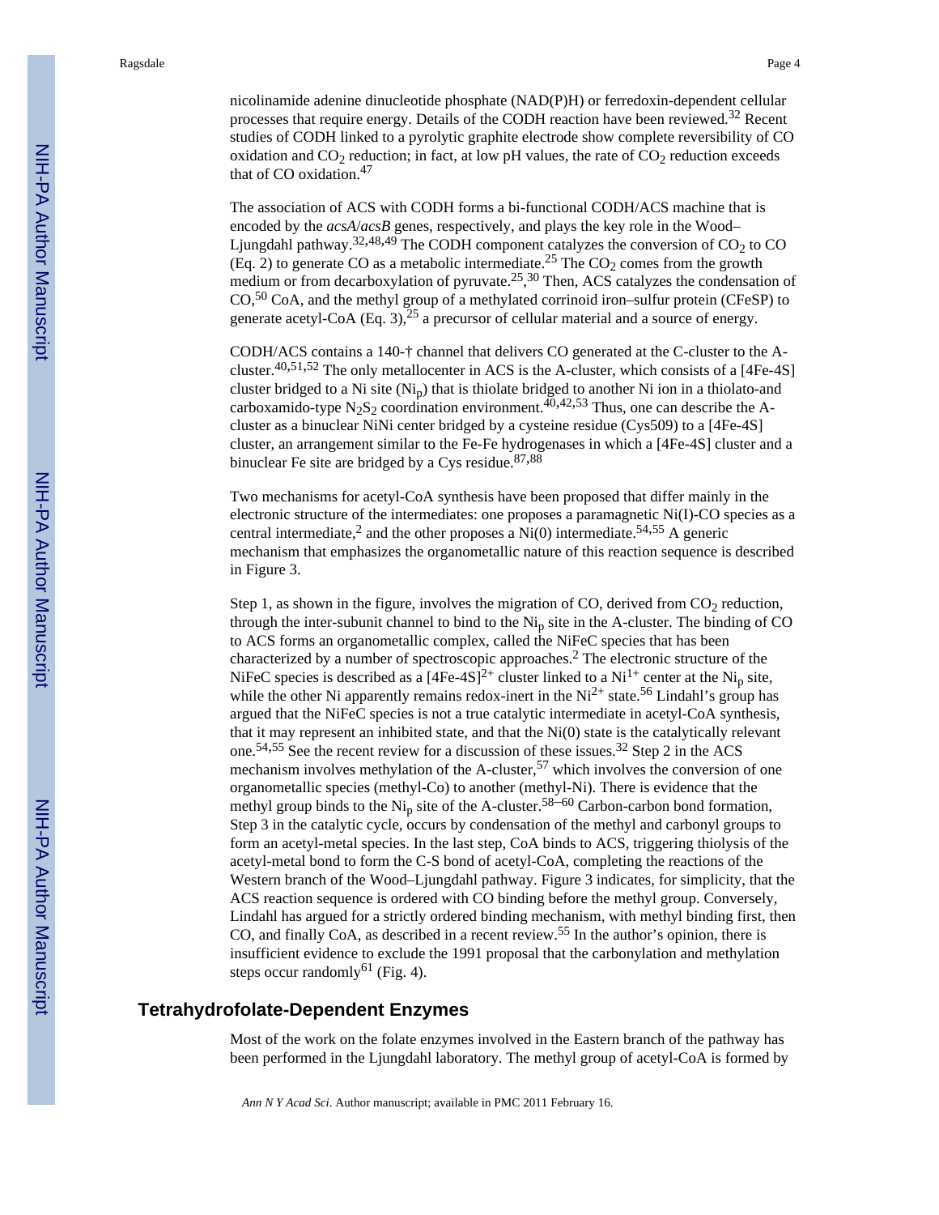nicolinamide adenine dinucleotide phosphate (NAD(P)H) or ferredoxin-dependent cellular processes that require energy. Details of the CODH reaction have been reviewed.[32] Recent studies of CODH linked to a pyrolytic graphite electrode show complete reversibility of CO oxidation and $CO_2$ reduction; in fact, at low pH values, the rate of $CO_2$ reduction exceeds that of CO oxidation.[47]

The association of ACS with CODH forms a bi-functional CODH/ACS machine that is encoded by the *acsA*/*acsB* genes, respectively, and plays the key role in the Wood–Ljungdahl pathway.[32,48,49] The CODH component catalyzes the conversion of $CO_2$ to CO (Eq. 2) to generate CO as a metabolic intermediate.[25] The $CO_2$ comes from the growth medium or from decarboxylation of pyruvate.[25,30] Then, ACS catalyzes the condensation of CO,[50] CoA, and the methyl group of a methylated corrinoid iron–sulfur protein (CFeSP) to generate acetyl-CoA (Eq. 3),[25] a precursor of cellular material and a source of energy.

CODH/ACS contains a 140-† channel that delivers CO generated at the C-cluster to the A-cluster.[40,51,52] The only metallocenter in ACS is the A-cluster, which consists of a [4Fe-4S] cluster bridged to a Ni site ($Ni_p$) that is thiolate bridged to another Ni ion in a thiolato-and carboxamido-type $N_2S_2$ coordination environment.[40,42,53] Thus, one can describe the A-cluster as a binuclear NiNi center bridged by a cysteine residue (Cys509) to a [4Fe-4S] cluster, an arrangement similar to the Fe-Fe hydrogenases in which a [4Fe-4S] cluster and a binuclear Fe site are bridged by a Cys residue.[87,88]

Two mechanisms for acetyl-CoA synthesis have been proposed that differ mainly in the electronic structure of the intermediates: one proposes a paramagnetic Ni(I)-CO species as a central intermediate,[2] and the other proposes a Ni(0) intermediate.[54,55] A generic mechanism that emphasizes the organometallic nature of this reaction sequence is described in Figure 3.

Step 1, as shown in the figure, involves the migration of CO, derived from $CO_2$ reduction, through the inter-subunit channel to bind to the $Ni_p$ site in the A-cluster. The binding of CO to ACS forms an organometallic complex, called the NiFeC species that has been characterized by a number of spectroscopic approaches.[2] The electronic structure of the NiFeC species is described as a $[4Fe\text{-}4S]^{2+}$ cluster linked to a $Ni^{1+}$ center at the $Ni_p$ site, while the other Ni apparently remains redox-inert in the $Ni^{2+}$ state.[56] Lindahl's group has argued that the NiFeC species is not a true catalytic intermediate in acetyl-CoA synthesis, that it may represent an inhibited state, and that the Ni(0) state is the catalytically relevant one.[54,55] See the recent review for a discussion of these issues.[32] Step 2 in the ACS mechanism involves methylation of the A-cluster,[57] which involves the conversion of one organometallic species (methyl-Co) to another (methyl-Ni). There is evidence that the methyl group binds to the $Ni_p$ site of the A-cluster.[58–60] Carbon-carbon bond formation, Step 3 in the catalytic cycle, occurs by condensation of the methyl and carbonyl groups to form an acetyl-metal species. In the last step, CoA binds to ACS, triggering thiolysis of the acetyl-metal bond to form the C-S bond of acetyl-CoA, completing the reactions of the Western branch of the Wood–Ljungdahl pathway. Figure 3 indicates, for simplicity, that the ACS reaction sequence is ordered with CO binding before the methyl group. Conversely, Lindahl has argued for a strictly ordered binding mechanism, with methyl binding first, then CO, and finally CoA, as described in a recent review.[55] In the author's opinion, there is insufficient evidence to exclude the 1991 proposal that the carbonylation and methylation steps occur randomly[61] (Fig. 4).

## Tetrahydrofolate-Dependent Enzymes

Most of the work on the folate enzymes involved in the Eastern branch of the pathway has been performed in the Ljungdahl laboratory. The methyl group of acetyl-CoA is formed by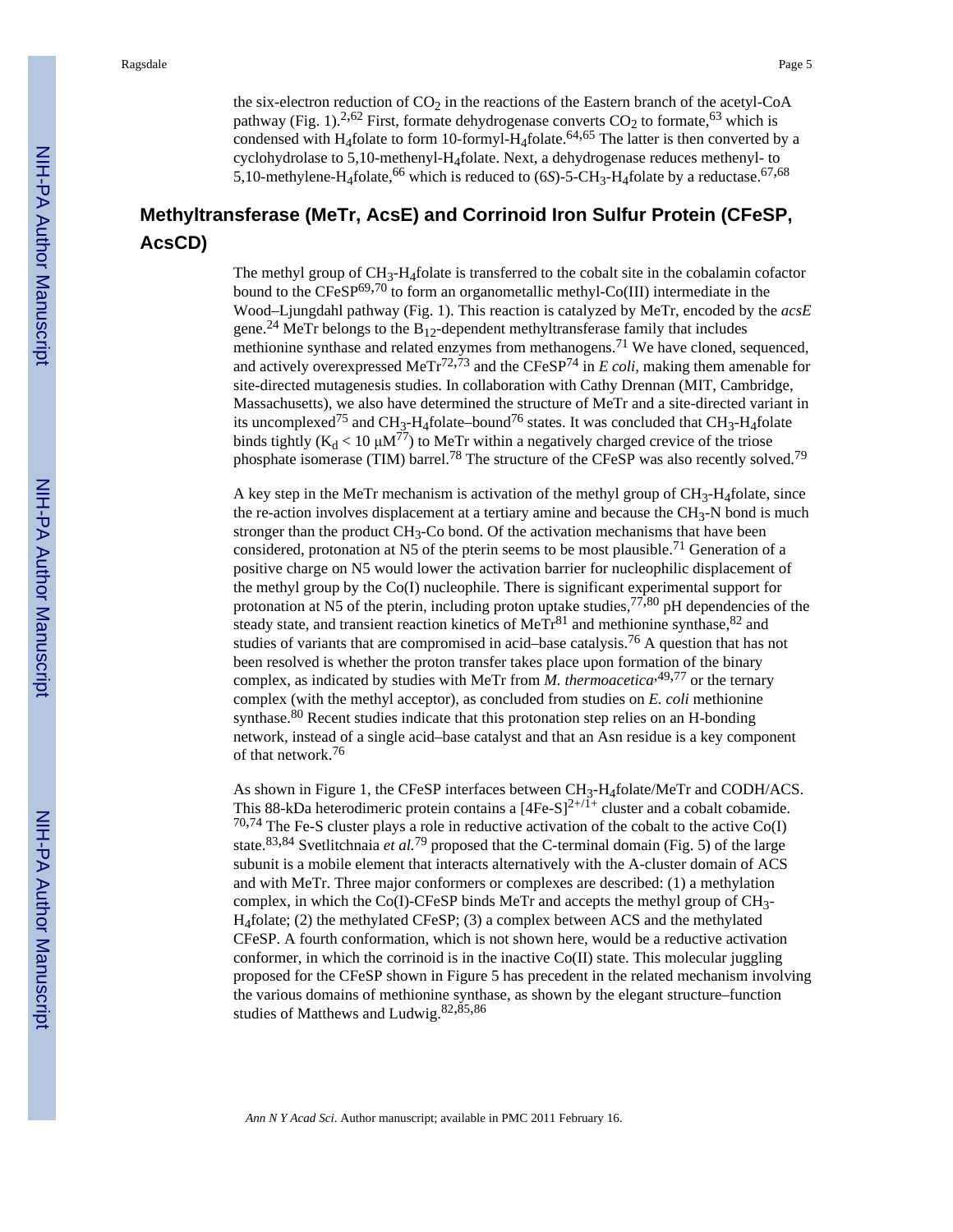the six-electron reduction of $CO_2$ in the reactions of the Eastern branch of the acetyl-CoA pathway (Fig. 1).[2,62] First, formate dehydrogenase converts $CO_2$ to formate,[63] which is condensed with $H_4$folate to form 10-formyl-$H_4$folate.[64,65] The latter is then converted by a cyclohydrolase to 5,10-methenyl-$H_4$folate. Next, a dehydrogenase reduces methenyl- to 5,10-methylene-$H_4$folate,[66] which is reduced to (6*S*)-5-$CH_3$-$H_4$folate by a reductase.[67,68]

## Methyltransferase (MeTr, AcsE) and Corrinoid Iron Sulfur Protein (CFeSP, AcsCD)

The methyl group of $CH_3$-$H_4$folate is transferred to the cobalt site in the cobalamin cofactor bound to the CFeSP[69,70] to form an organometallic methyl-Co(III) intermediate in the Wood–Ljungdahl pathway (Fig. 1). This reaction is catalyzed by MeTr, encoded by the *acsE* gene.[24] MeTr belongs to the $B_{12}$-dependent methyltransferase family that includes methionine synthase and related enzymes from methanogens.[71] We have cloned, sequenced, and actively overexpressed MeTr[72,73] and the CFeSP[74] in *E coli*, making them amenable for site-directed mutagenesis studies. In collaboration with Cathy Drennan (MIT, Cambridge, Massachusetts), we also have determined the structure of MeTr and a site-directed variant in its uncomplexed[75] and $CH_3$-$H_4$folate–bound[76] states. It was concluded that $CH_3$-$H_4$folate binds tightly ($K_d < 10\ \mu M$[77]) to MeTr within a negatively charged crevice of the triose phosphate isomerase (TIM) barrel.[78] The structure of the CFeSP was also recently solved.[79]

A key step in the MeTr mechanism is activation of the methyl group of $CH_3$-$H_4$folate, since the re-action involves displacement at a tertiary amine and because the $CH_3$-N bond is much stronger than the product $CH_3$-Co bond. Of the activation mechanisms that have been considered, protonation at N5 of the pterin seems to be most plausible.[71] Generation of a positive charge on N5 would lower the activation barrier for nucleophilic displacement of the methyl group by the Co(I) nucleophile. There is significant experimental support for protonation at N5 of the pterin, including proton uptake studies,[77,80] pH dependencies of the steady state, and transient reaction kinetics of MeTr[81] and methionine synthase,[82] and studies of variants that are compromised in acid–base catalysis.[76] A question that has not been resolved is whether the proton transfer takes place upon formation of the binary complex, as indicated by studies with MeTr from *M. thermoacetica*,[49,77] or the ternary complex (with the methyl acceptor), as concluded from studies on *E. coli* methionine synthase.[80] Recent studies indicate that this protonation step relies on an H-bonding network, instead of a single acid–base catalyst and that an Asn residue is a key component of that network.[76]

As shown in Figure 1, the CFeSP interfaces between $CH_3$-$H_4$folate/MeTr and CODH/ACS. This 88-kDa heterodimeric protein contains a $[4Fe\text{-}S]^{2+/1+}$ cluster and a cobalt cobamide.[70,74] The Fe-S cluster plays a role in reductive activation of the cobalt to the active Co(I) state.[83,84] Svetlitchnaia *et al.*[79] proposed that the C-terminal domain (Fig. 5) of the large subunit is a mobile element that interacts alternatively with the A-cluster domain of ACS and with MeTr. Three major conformers or complexes are described: (1) a methylation complex, in which the Co(I)-CFeSP binds MeTr and accepts the methyl group of $CH_3$-$H_4$folate; (2) the methylated CFeSP; (3) a complex between ACS and the methylated CFeSP. A fourth conformation, which is not shown here, would be a reductive activation conformer, in which the corrinoid is in the inactive Co(II) state. This molecular juggling proposed for the CFeSP shown in Figure 5 has precedent in the related mechanism involving the various domains of methionine synthase, as shown by the elegant structure–function studies of Matthews and Ludwig.[82,85,86]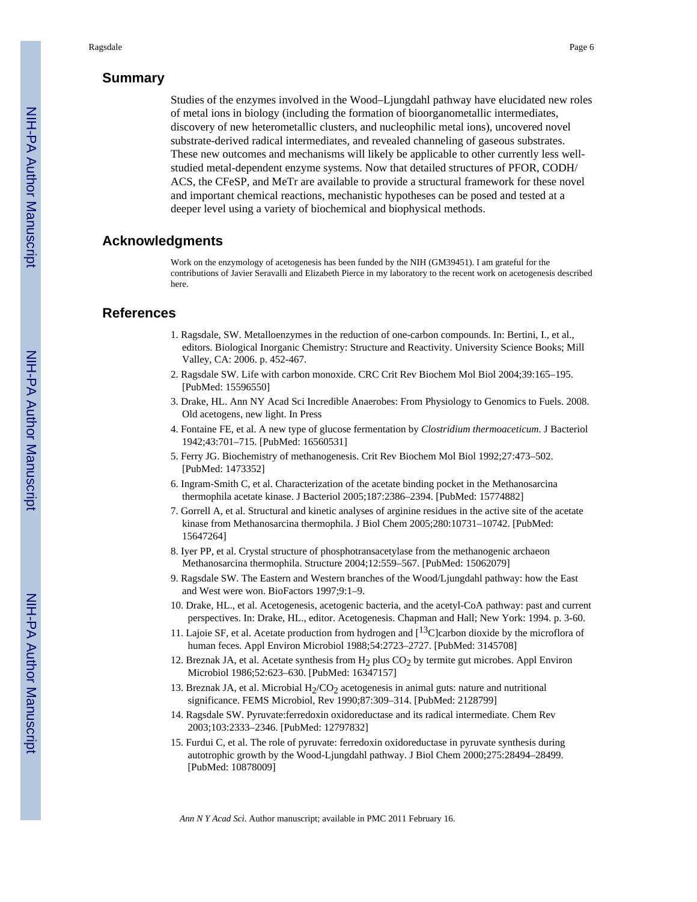## Summary

Studies of the enzymes involved in the Wood–Ljungdahl pathway have elucidated new roles of metal ions in biology (including the formation of bioorganometallic intermediates, discovery of new heterometallic clusters, and nucleophilic metal ions), uncovered novel substrate-derived radical intermediates, and revealed channeling of gaseous substrates. These new outcomes and mechanisms will likely be applicable to other currently less well-studied metal-dependent enzyme systems. Now that detailed structures of PFOR, CODH/ACS, the CFeSP, and MeTr are available to provide a structural framework for these novel and important chemical reactions, mechanistic hypotheses can be posed and tested at a deeper level using a variety of biochemical and biophysical methods.

## Acknowledgments

Work on the enzymology of acetogenesis has been funded by the NIH (GM39451). I am grateful for the contributions of Javier Seravalli and Elizabeth Pierce in my laboratory to the recent work on acetogenesis described here.

## References

1. Ragsdale, SW. Metalloenzymes in the reduction of one-carbon compounds. In: Bertini, I., et al., editors. Biological Inorganic Chemistry: Structure and Reactivity. University Science Books; Mill Valley, CA: 2006. p. 452-467.
2. Ragsdale SW. Life with carbon monoxide. CRC Crit Rev Biochem Mol Biol 2004;39:165–195. [PubMed: 15596550]
3. Drake, HL. Ann NY Acad Sci Incredible Anaerobes: From Physiology to Genomics to Fuels. 2008. Old acetogens, new light. In Press
4. Fontaine FE, et al. A new type of glucose fermentation by *Clostridium thermoaceticum*. J Bacteriol 1942;43:701–715. [PubMed: 16560531]
5. Ferry JG. Biochemistry of methanogenesis. Crit Rev Biochem Mol Biol 1992;27:473–502. [PubMed: 1473352]
6. Ingram-Smith C, et al. Characterization of the acetate binding pocket in the Methanosarcina thermophila acetate kinase. J Bacteriol 2005;187:2386–2394. [PubMed: 15774882]
7. Gorrell A, et al. Structural and kinetic analyses of arginine residues in the active site of the acetate kinase from Methanosarcina thermophila. J Biol Chem 2005;280:10731–10742. [PubMed: 15647264]
8. Iyer PP, et al. Crystal structure of phosphotransacetylase from the methanogenic archaeon Methanosarcina thermophila. Structure 2004;12:559–567. [PubMed: 15062079]
9. Ragsdale SW. The Eastern and Western branches of the Wood/Ljungdahl pathway: how the East and West were won. BioFactors 1997;9:1–9.
10. Drake, HL., et al. Acetogenesis, acetogenic bacteria, and the acetyl-CoA pathway: past and current perspectives. In: Drake, HL., editor. Acetogenesis. Chapman and Hall; New York: 1994. p. 3-60.
11. Lajoie SF, et al. Acetate production from hydrogen and [$^{13}$C]carbon dioxide by the microflora of human feces. Appl Environ Microbiol 1988;54:2723–2727. [PubMed: 3145708]
12. Breznak JA, et al. Acetate synthesis from $H_2$ plus $CO_2$ by termite gut microbes. Appl Environ Microbiol 1986;52:623–630. [PubMed: 16347157]
13. Breznak JA, et al. Microbial $H_2/CO_2$ acetogenesis in animal guts: nature and nutritional significance. FEMS Microbiol, Rev 1990;87:309–314. [PubMed: 2128799]
14. Ragsdale SW. Pyruvate:ferredoxin oxidoreductase and its radical intermediate. Chem Rev 2003;103:2333–2346. [PubMed: 12797832]
15. Furdui C, et al. The role of pyruvate: ferredoxin oxidoreductase in pyruvate synthesis during autotrophic growth by the Wood-Ljungdahl pathway. J Biol Chem 2000;275:28494–28499. [PubMed: 10878009]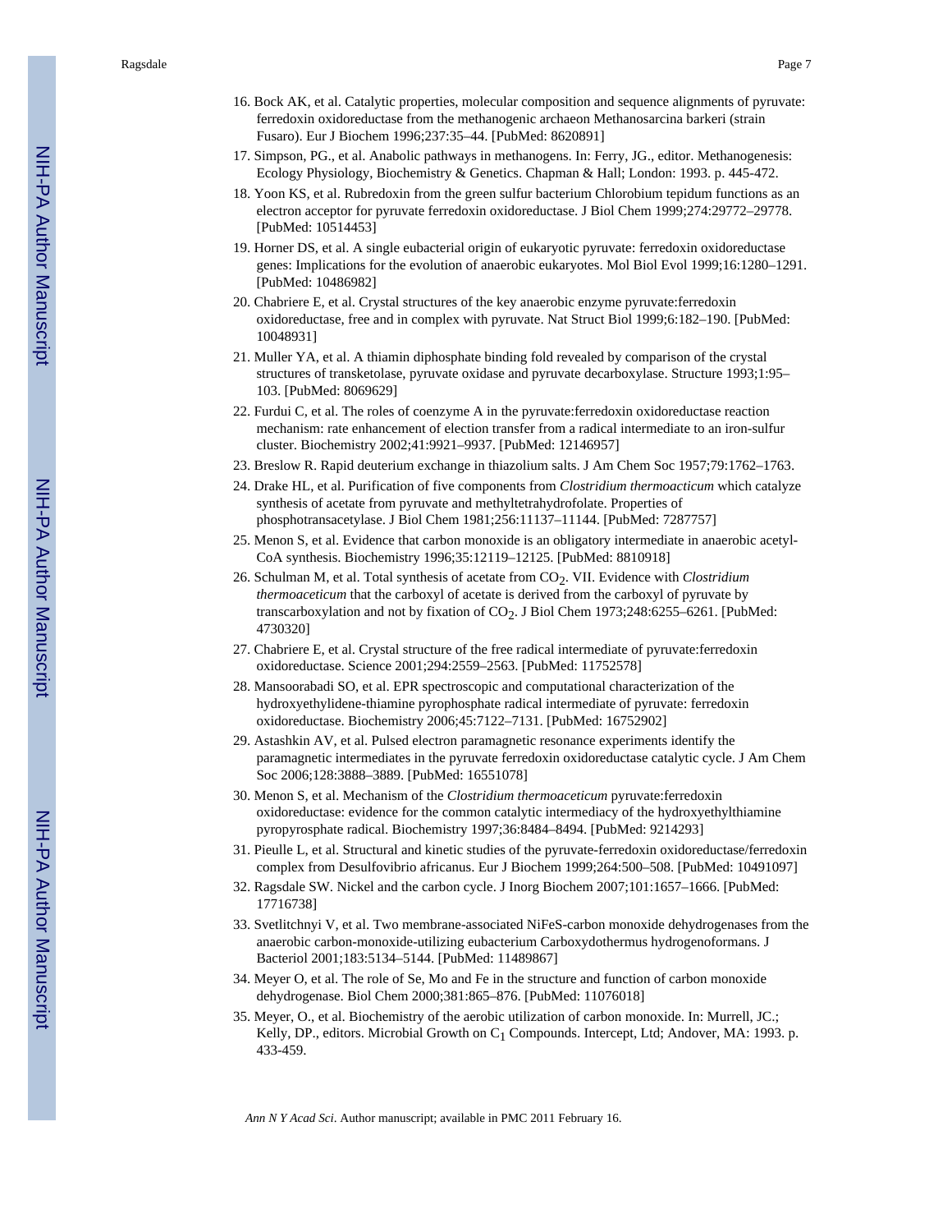16. Bock AK, et al. Catalytic properties, molecular composition and sequence alignments of pyruvate: ferredoxin oxidoreductase from the methanogenic archaeon Methanosarcina barkeri (strain Fusaro). Eur J Biochem 1996;237:35–44. [PubMed: 8620891]
17. Simpson, PG., et al. Anabolic pathways in methanogens. In: Ferry, JG., editor. Methanogenesis: Ecology Physiology, Biochemistry & Genetics. Chapman & Hall; London: 1993. p. 445-472.
18. Yoon KS, et al. Rubredoxin from the green sulfur bacterium Chlorobium tepidum functions as an electron acceptor for pyruvate ferredoxin oxidoreductase. J Biol Chem 1999;274:29772–29778. [PubMed: 10514453]
19. Horner DS, et al. A single eubacterial origin of eukaryotic pyruvate: ferredoxin oxidoreductase genes: Implications for the evolution of anaerobic eukaryotes. Mol Biol Evol 1999;16:1280–1291. [PubMed: 10486982]
20. Chabriere E, et al. Crystal structures of the key anaerobic enzyme pyruvate:ferredoxin oxidoreductase, free and in complex with pyruvate. Nat Struct Biol 1999;6:182–190. [PubMed: 10048931]
21. Muller YA, et al. A thiamin diphosphate binding fold revealed by comparison of the crystal structures of transketolase, pyruvate oxidase and pyruvate decarboxylase. Structure 1993;1:95–103. [PubMed: 8069629]
22. Furdui C, et al. The roles of coenzyme A in the pyruvate:ferredoxin oxidoreductase reaction mechanism: rate enhancement of election transfer from a radical intermediate to an iron-sulfur cluster. Biochemistry 2002;41:9921–9937. [PubMed: 12146957]
23. Breslow R. Rapid deuterium exchange in thiazolium salts. J Am Chem Soc 1957;79:1762–1763.
24. Drake HL, et al. Purification of five components from *Clostridium thermoacticum* which catalyze synthesis of acetate from pyruvate and methyltetrahydrofolate. Properties of phosphotransacetylase. J Biol Chem 1981;256:11137–11144. [PubMed: 7287757]
25. Menon S, et al. Evidence that carbon monoxide is an obligatory intermediate in anaerobic acetyl-CoA synthesis. Biochemistry 1996;35:12119–12125. [PubMed: 8810918]
26. Schulman M, et al. Total synthesis of acetate from $CO_2$. VII. Evidence with *Clostridium thermoaceticum* that the carboxyl of acetate is derived from the carboxyl of pyruvate by transcarboxylation and not by fixation of $CO_2$. J Biol Chem 1973;248:6255–6261. [PubMed: 4730320]
27. Chabriere E, et al. Crystal structure of the free radical intermediate of pyruvate:ferredoxin oxidoreductase. Science 2001;294:2559–2563. [PubMed: 11752578]
28. Mansoorabadi SO, et al. EPR spectroscopic and computational characterization of the hydroxyethylidene-thiamine pyrophosphate radical intermediate of pyruvate: ferredoxin oxidoreductase. Biochemistry 2006;45:7122–7131. [PubMed: 16752902]
29. Astashkin AV, et al. Pulsed electron paramagnetic resonance experiments identify the paramagnetic intermediates in the pyruvate ferredoxin oxidoreductase catalytic cycle. J Am Chem Soc 2006;128:3888–3889. [PubMed: 16551078]
30. Menon S, et al. Mechanism of the *Clostridium thermoaceticum* pyruvate:ferredoxin oxidoreductase: evidence for the common catalytic intermediacy of the hydroxyethylthiamine pyropyrosphate radical. Biochemistry 1997;36:8484–8494. [PubMed: 9214293]
31. Pieulle L, et al. Structural and kinetic studies of the pyruvate-ferredoxin oxidoreductase/ferredoxin complex from Desulfovibrio africanus. Eur J Biochem 1999;264:500–508. [PubMed: 10491097]
32. Ragsdale SW. Nickel and the carbon cycle. J Inorg Biochem 2007;101:1657–1666. [PubMed: 17716738]
33. Svetlitchnyi V, et al. Two membrane-associated NiFeS-carbon monoxide dehydrogenases from the anaerobic carbon-monoxide-utilizing eubacterium Carboxydothermus hydrogenoformans. J Bacteriol 2001;183:5134–5144. [PubMed: 11489867]
34. Meyer O, et al. The role of Se, Mo and Fe in the structure and function of carbon monoxide dehydrogenase. Biol Chem 2000;381:865–876. [PubMed: 11076018]
35. Meyer, O., et al. Biochemistry of the aerobic utilization of carbon monoxide. In: Murrell, JC.; Kelly, DP., editors. Microbial Growth on $C_1$ Compounds. Intercept, Ltd; Andover, MA: 1993. p. 433-459.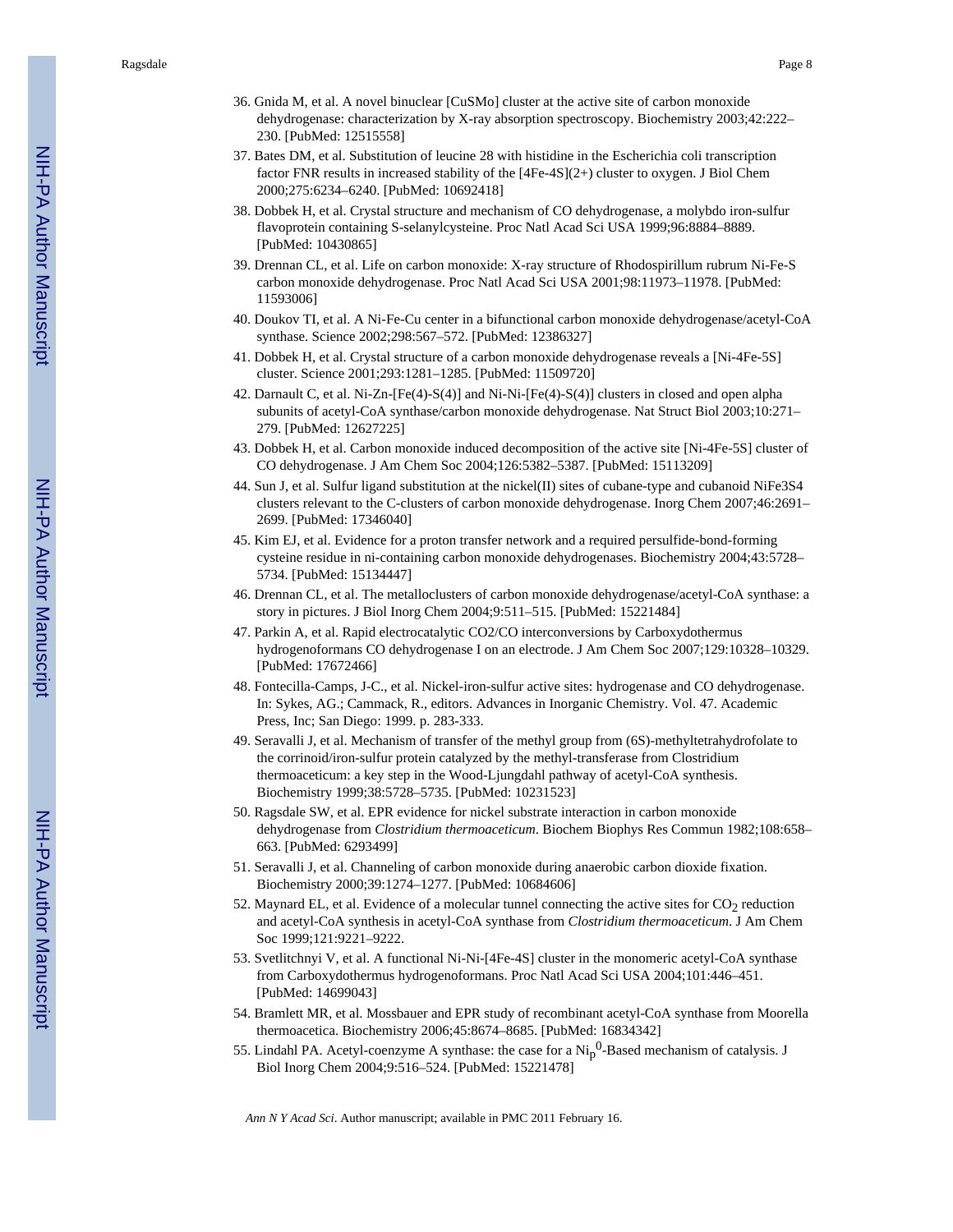36. Gnida M, et al. A novel binuclear [CuSMo] cluster at the active site of carbon monoxide dehydrogenase: characterization by X-ray absorption spectroscopy. Biochemistry 2003;42:222–230. [PubMed: 12515558]
37. Bates DM, et al. Substitution of leucine 28 with histidine in the Escherichia coli transcription factor FNR results in increased stability of the [4Fe-4S](2+) cluster to oxygen. J Biol Chem 2000;275:6234–6240. [PubMed: 10692418]
38. Dobbek H, et al. Crystal structure and mechanism of CO dehydrogenase, a molybdo iron-sulfur flavoprotein containing S-selanylcysteine. Proc Natl Acad Sci USA 1999;96:8884–8889. [PubMed: 10430865]
39. Drennan CL, et al. Life on carbon monoxide: X-ray structure of Rhodospirillum rubrum Ni-Fe-S carbon monoxide dehydrogenase. Proc Natl Acad Sci USA 2001;98:11973–11978. [PubMed: 11593006]
40. Doukov TI, et al. A Ni-Fe-Cu center in a bifunctional carbon monoxide dehydrogenase/acetyl-CoA synthase. Science 2002;298:567–572. [PubMed: 12386327]
41. Dobbek H, et al. Crystal structure of a carbon monoxide dehydrogenase reveals a [Ni-4Fe-5S] cluster. Science 2001;293:1281–1285. [PubMed: 11509720]
42. Darnault C, et al. Ni-Zn-[Fe(4)-S(4)] and Ni-Ni-[Fe(4)-S(4)] clusters in closed and open alpha subunits of acetyl-CoA synthase/carbon monoxide dehydrogenase. Nat Struct Biol 2003;10:271–279. [PubMed: 12627225]
43. Dobbek H, et al. Carbon monoxide induced decomposition of the active site [Ni-4Fe-5S] cluster of CO dehydrogenase. J Am Chem Soc 2004;126:5382–5387. [PubMed: 15113209]
44. Sun J, et al. Sulfur ligand substitution at the nickel(II) sites of cubane-type and cubanoid NiFe3S4 clusters relevant to the C-clusters of carbon monoxide dehydrogenase. Inorg Chem 2007;46:2691–2699. [PubMed: 17346040]
45. Kim EJ, et al. Evidence for a proton transfer network and a required persulfide-bond-forming cysteine residue in ni-containing carbon monoxide dehydrogenases. Biochemistry 2004;43:5728–5734. [PubMed: 15134447]
46. Drennan CL, et al. The metalloclusters of carbon monoxide dehydrogenase/acetyl-CoA synthase: a story in pictures. J Biol Inorg Chem 2004;9:511–515. [PubMed: 15221484]
47. Parkin A, et al. Rapid electrocatalytic CO2/CO interconversions by Carboxydothermus hydrogenoformans CO dehydrogenase I on an electrode. J Am Chem Soc 2007;129:10328–10329. [PubMed: 17672466]
48. Fontecilla-Camps, J-C., et al. Nickel-iron-sulfur active sites: hydrogenase and CO dehydrogenase. In: Sykes, AG.; Cammack, R., editors. Advances in Inorganic Chemistry. Vol. 47. Academic Press, Inc; San Diego: 1999. p. 283-333.
49. Seravalli J, et al. Mechanism of transfer of the methyl group from (6S)-methyltetrahydrofolate to the corrinoid/iron-sulfur protein catalyzed by the methyl-transferase from Clostridium thermoaceticum: a key step in the Wood-Ljungdahl pathway of acetyl-CoA synthesis. Biochemistry 1999;38:5728–5735. [PubMed: 10231523]
50. Ragsdale SW, et al. EPR evidence for nickel substrate interaction in carbon monoxide dehydrogenase from *Clostridium thermoaceticum*. Biochem Biophys Res Commun 1982;108:658–663. [PubMed: 6293499]
51. Seravalli J, et al. Channeling of carbon monoxide during anaerobic carbon dioxide fixation. Biochemistry 2000;39:1274–1277. [PubMed: 10684606]
52. Maynard EL, et al. Evidence of a molecular tunnel connecting the active sites for $CO_2$ reduction and acetyl-CoA synthesis in acetyl-CoA synthase from *Clostridium thermoaceticum*. J Am Chem Soc 1999;121:9221–9222.
53. Svetlitchnyi V, et al. A functional Ni-Ni-[4Fe-4S] cluster in the monomeric acetyl-CoA synthase from Carboxydothermus hydrogenoformans. Proc Natl Acad Sci USA 2004;101:446–451. [PubMed: 14699043]
54. Bramlett MR, et al. Mossbauer and EPR study of recombinant acetyl-CoA synthase from Moorella thermoacetica. Biochemistry 2006;45:8674–8685. [PubMed: 16834342]
55. Lindahl PA. Acetyl-coenzyme A synthase: the case for a $Ni_p^0$-Based mechanism of catalysis. J Biol Inorg Chem 2004;9:516–524. [PubMed: 15221478]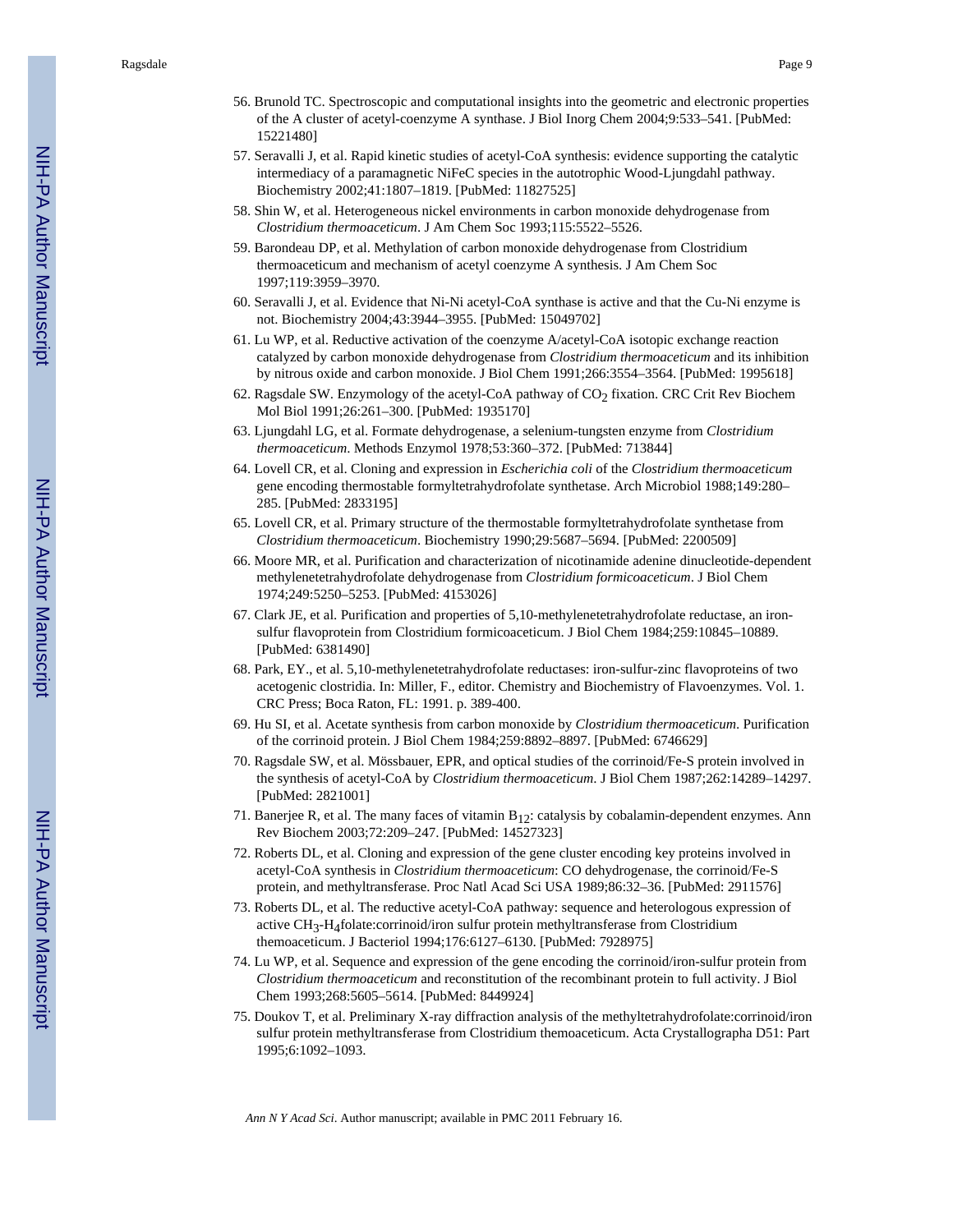56. Brunold TC. Spectroscopic and computational insights into the geometric and electronic properties of the A cluster of acetyl-coenzyme A synthase. J Biol Inorg Chem 2004;9:533–541. [PubMed: 15221480]

57. Seravalli J, et al. Rapid kinetic studies of acetyl-CoA synthesis: evidence supporting the catalytic intermediacy of a paramagnetic NiFeC species in the autotrophic Wood-Ljungdahl pathway. Biochemistry 2002;41:1807–1819. [PubMed: 11827525]

58. Shin W, et al. Heterogeneous nickel environments in carbon monoxide dehydrogenase from *Clostridium thermoaceticum*. J Am Chem Soc 1993;115:5522–5526.

59. Barondeau DP, et al. Methylation of carbon monoxide dehydrogenase from Clostridium thermoaceticum and mechanism of acetyl coenzyme A synthesis. J Am Chem Soc 1997;119:3959–3970.

60. Seravalli J, et al. Evidence that Ni-Ni acetyl-CoA synthase is active and that the Cu-Ni enzyme is not. Biochemistry 2004;43:3944–3955. [PubMed: 15049702]

61. Lu WP, et al. Reductive activation of the coenzyme A/acetyl-CoA isotopic exchange reaction catalyzed by carbon monoxide dehydrogenase from *Clostridium thermoaceticum* and its inhibition by nitrous oxide and carbon monoxide. J Biol Chem 1991;266:3554–3564. [PubMed: 1995618]

62. Ragsdale SW. Enzymology of the acetyl-CoA pathway of $CO_2$ fixation. CRC Crit Rev Biochem Mol Biol 1991;26:261–300. [PubMed: 1935170]

63. Ljungdahl LG, et al. Formate dehydrogenase, a selenium-tungsten enzyme from *Clostridium thermoaceticum*. Methods Enzymol 1978;53:360–372. [PubMed: 713844]

64. Lovell CR, et al. Cloning and expression in *Escherichia coli* of the *Clostridium thermoaceticum* gene encoding thermostable formyltetrahydrofolate synthetase. Arch Microbiol 1988;149:280–285. [PubMed: 2833195]

65. Lovell CR, et al. Primary structure of the thermostable formyltetrahydrofolate synthetase from *Clostridium thermoaceticum*. Biochemistry 1990;29:5687–5694. [PubMed: 2200509]

66. Moore MR, et al. Purification and characterization of nicotinamide adenine dinucleotide-dependent methylenetetrahydrofolate dehydrogenase from *Clostridium formicoaceticum*. J Biol Chem 1974;249:5250–5253. [PubMed: 4153026]

67. Clark JE, et al. Purification and properties of 5,10-methylenetetrahydrofolate reductase, an iron-sulfur flavoprotein from Clostridium formicoaceticum. J Biol Chem 1984;259:10845–10889. [PubMed: 6381490]

68. Park, EY., et al. 5,10-methylenetetrahydrofolate reductases: iron-sulfur-zinc flavoproteins of two acetogenic clostridia. In: Miller, F., editor. Chemistry and Biochemistry of Flavoenzymes. Vol. 1. CRC Press; Boca Raton, FL: 1991. p. 389-400.

69. Hu SI, et al. Acetate synthesis from carbon monoxide by *Clostridium thermoaceticum*. Purification of the corrinoid protein. J Biol Chem 1984;259:8892–8897. [PubMed: 6746629]

70. Ragsdale SW, et al. Mössbauer, EPR, and optical studies of the corrinoid/Fe-S protein involved in the synthesis of acetyl-CoA by *Clostridium thermoaceticum*. J Biol Chem 1987;262:14289–14297. [PubMed: 2821001]

71. Banerjee R, et al. The many faces of vitamin $B_{12}$: catalysis by cobalamin-dependent enzymes. Ann Rev Biochem 2003;72:209–247. [PubMed: 14527323]

72. Roberts DL, et al. Cloning and expression of the gene cluster encoding key proteins involved in acetyl-CoA synthesis in *Clostridium thermoaceticum*: CO dehydrogenase, the corrinoid/Fe-S protein, and methyltransferase. Proc Natl Acad Sci USA 1989;86:32–36. [PubMed: 2911576]

73. Roberts DL, et al. The reductive acetyl-CoA pathway: sequence and heterologous expression of active $CH_3$-$H_4$folate:corrinoid/iron sulfur protein methyltransferase from Clostridium themoaceticum. J Bacteriol 1994;176:6127–6130. [PubMed: 7928975]

74. Lu WP, et al. Sequence and expression of the gene encoding the corrinoid/iron-sulfur protein from *Clostridium thermoaceticum* and reconstitution of the recombinant protein to full activity. J Biol Chem 1993;268:5605–5614. [PubMed: 8449924]

75. Doukov T, et al. Preliminary X-ray diffraction analysis of the methyltetrahydrofolate:corrinoid/iron sulfur protein methyltransferase from Clostridium themoaceticum. Acta Crystallographa D51: Part 1995;6:1092–1093.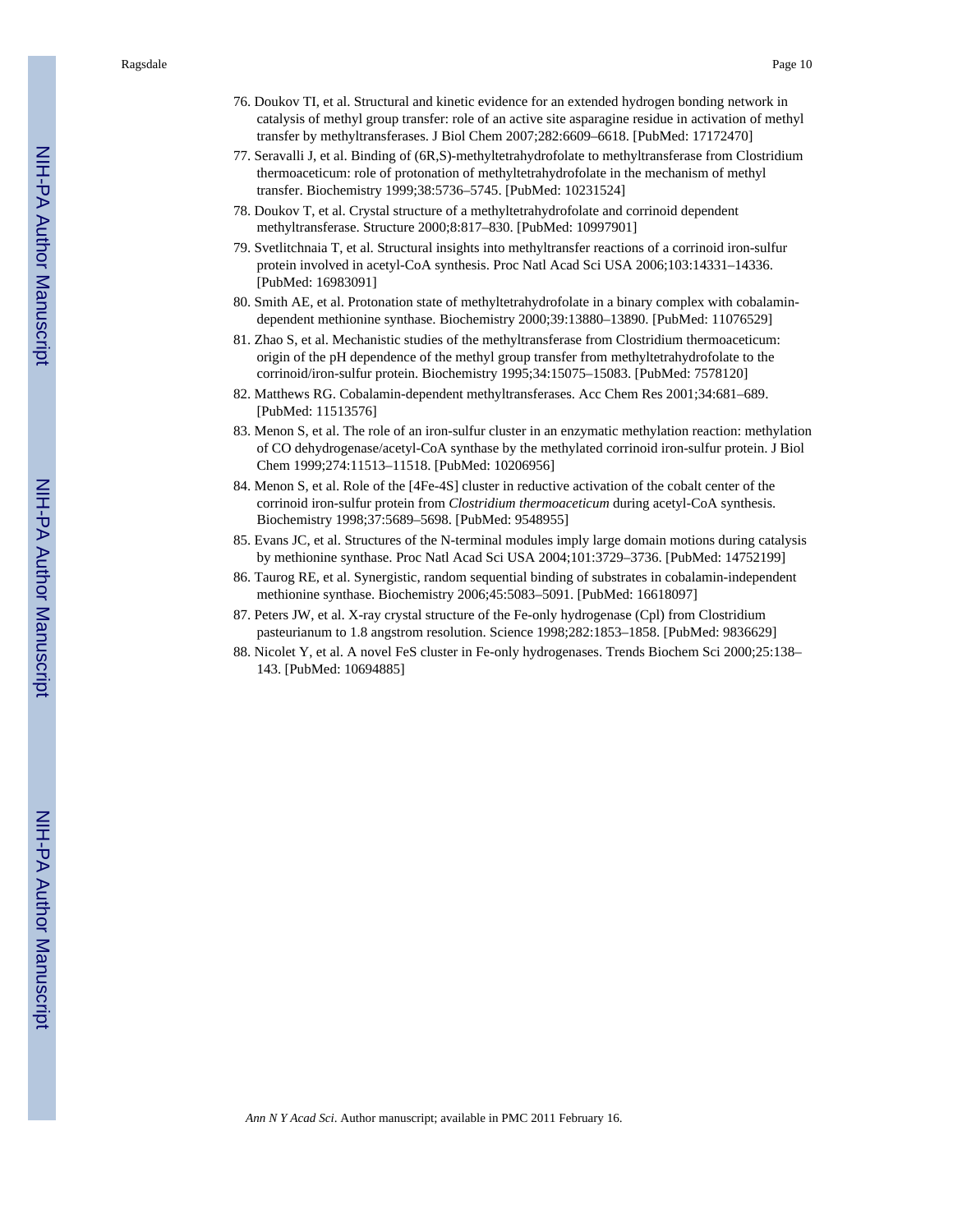76. Doukov TI, et al. Structural and kinetic evidence for an extended hydrogen bonding network in catalysis of methyl group transfer: role of an active site asparagine residue in activation of methyl transfer by methyltransferases. J Biol Chem 2007;282:6609–6618. [PubMed: 17172470]
77. Seravalli J, et al. Binding of (6R,S)-methyltetrahydrofolate to methyltransferase from Clostridium thermoaceticum: role of protonation of methyltetrahydrofolate in the mechanism of methyl transfer. Biochemistry 1999;38:5736–5745. [PubMed: 10231524]
78. Doukov T, et al. Crystal structure of a methyltetrahydrofolate and corrinoid dependent methyltransferase. Structure 2000;8:817–830. [PubMed: 10997901]
79. Svetlitchnaia T, et al. Structural insights into methyltransfer reactions of a corrinoid iron-sulfur protein involved in acetyl-CoA synthesis. Proc Natl Acad Sci USA 2006;103:14331–14336. [PubMed: 16983091]
80. Smith AE, et al. Protonation state of methyltetrahydrofolate in a binary complex with cobalamin-dependent methionine synthase. Biochemistry 2000;39:13880–13890. [PubMed: 11076529]
81. Zhao S, et al. Mechanistic studies of the methyltransferase from Clostridium thermoaceticum: origin of the pH dependence of the methyl group transfer from methyltetrahydrofolate to the corrinoid/iron-sulfur protein. Biochemistry 1995;34:15075–15083. [PubMed: 7578120]
82. Matthews RG. Cobalamin-dependent methyltransferases. Acc Chem Res 2001;34:681–689. [PubMed: 11513576]
83. Menon S, et al. The role of an iron-sulfur cluster in an enzymatic methylation reaction: methylation of CO dehydrogenase/acetyl-CoA synthase by the methylated corrinoid iron-sulfur protein. J Biol Chem 1999;274:11513–11518. [PubMed: 10206956]
84. Menon S, et al. Role of the [4Fe-4S] cluster in reductive activation of the cobalt center of the corrinoid iron-sulfur protein from *Clostridium thermoaceticum* during acetyl-CoA synthesis. Biochemistry 1998;37:5689–5698. [PubMed: 9548955]
85. Evans JC, et al. Structures of the N-terminal modules imply large domain motions during catalysis by methionine synthase. Proc Natl Acad Sci USA 2004;101:3729–3736. [PubMed: 14752199]
86. Taurog RE, et al. Synergistic, random sequential binding of substrates in cobalamin-independent methionine synthase. Biochemistry 2006;45:5083–5091. [PubMed: 16618097]
87. Peters JW, et al. X-ray crystal structure of the Fe-only hydrogenase (CpI) from Clostridium pasteurianum to 1.8 angstrom resolution. Science 1998;282:1853–1858. [PubMed: 9836629]
88. Nicolet Y, et al. A novel FeS cluster in Fe-only hydrogenases. Trends Biochem Sci 2000;25:138–143. [PubMed: 10694885]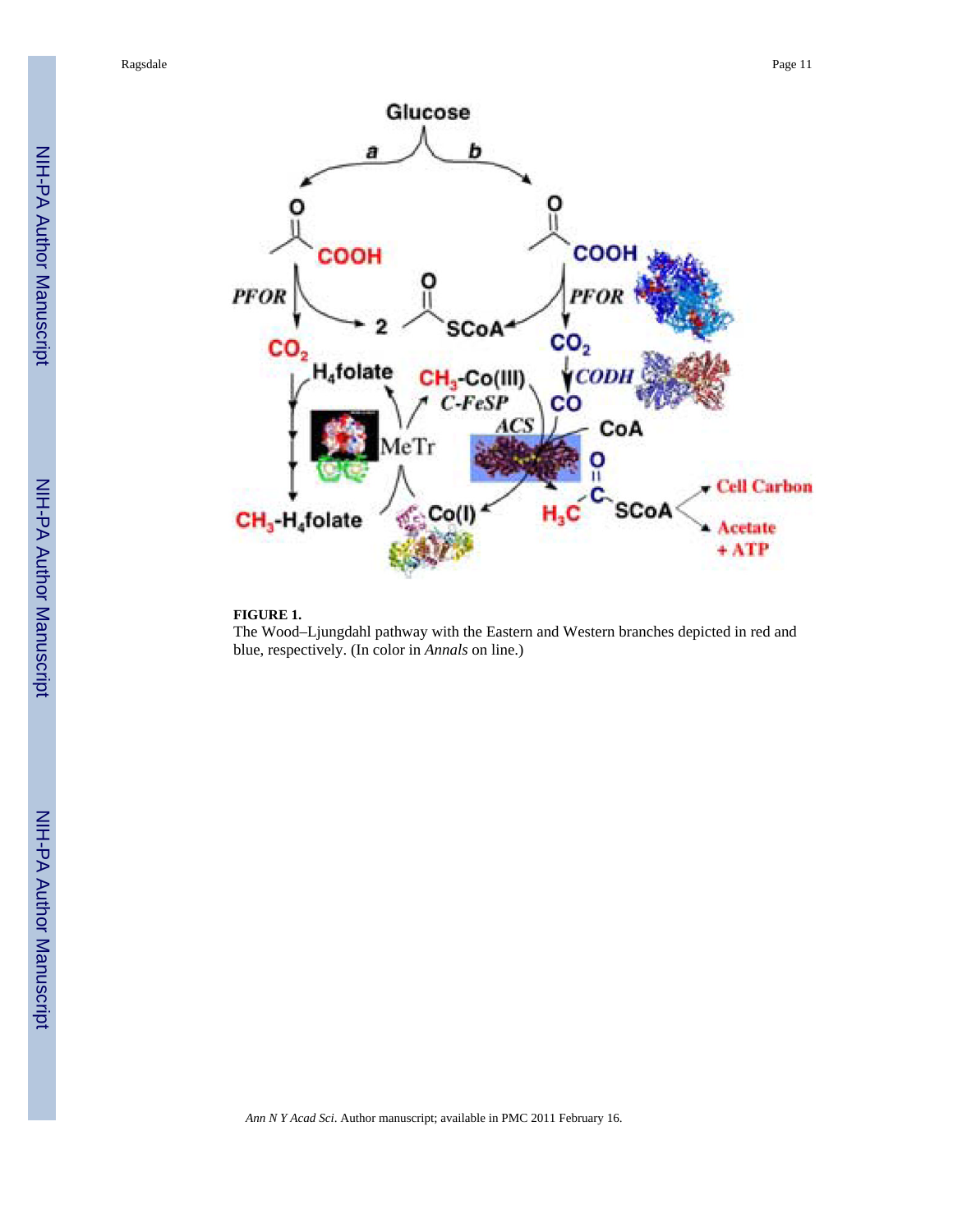**FIGURE 1.**

The Wood–Ljungdahl pathway with the Eastern and Western branches depicted in red and blue, respectively. (In color in *Annals* on line.)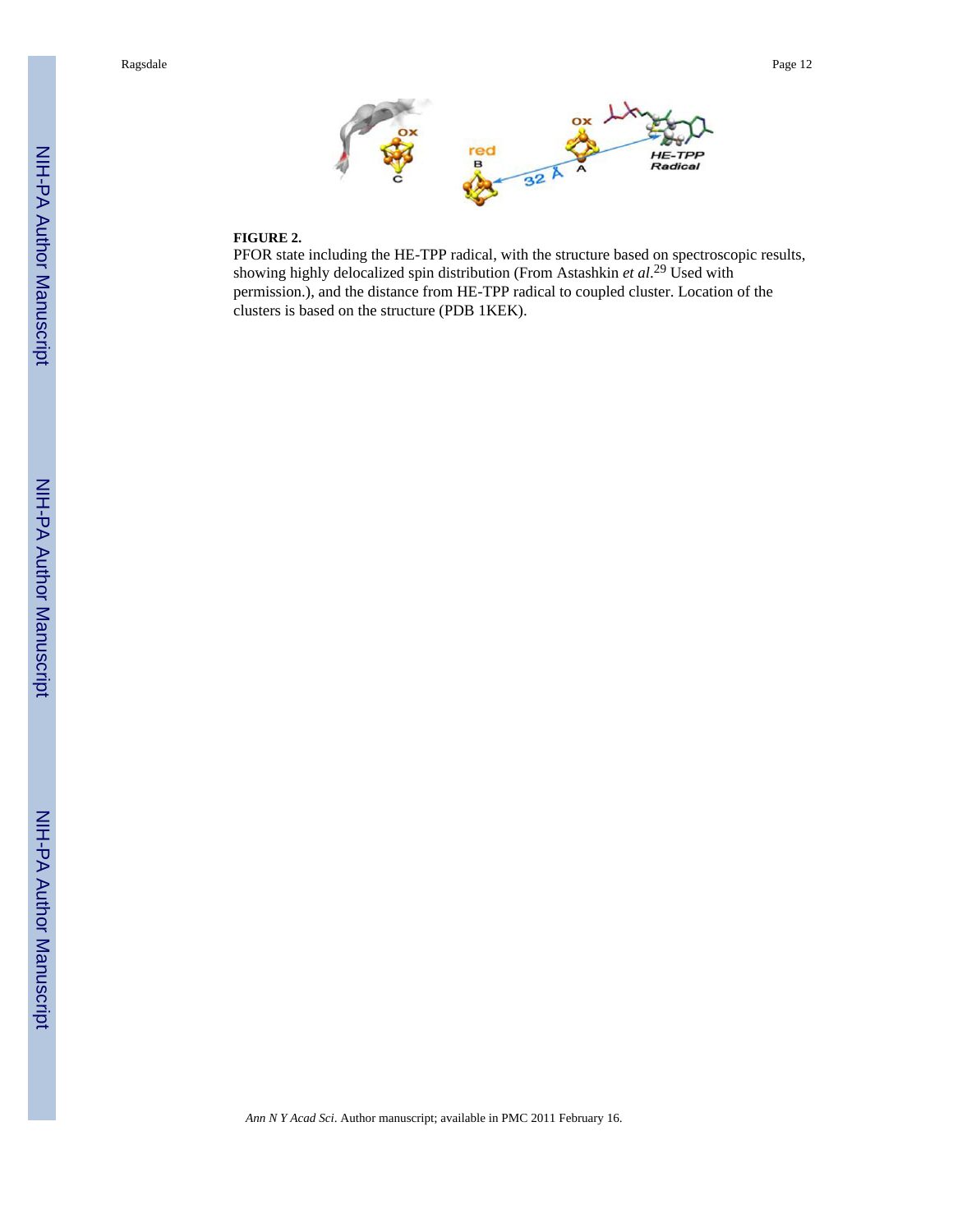**FIGURE 2.**

PFOR state including the HE-TPP radical, with the structure based on spectroscopic results, showing highly delocalized spin distribution (From Astashkin *et al*.[29] Used with permission.), and the distance from HE-TPP radical to coupled cluster. Location of the clusters is based on the structure (PDB 1KEK).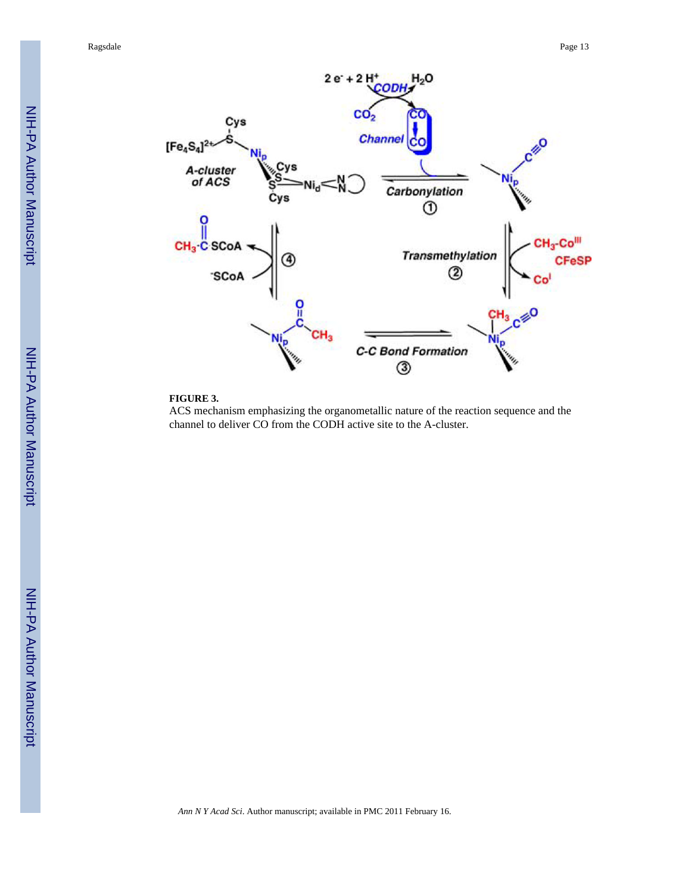**FIGURE 3.**

ACS mechanism emphasizing the organometallic nature of the reaction sequence and the channel to deliver CO from the CODH active site to the A-cluster.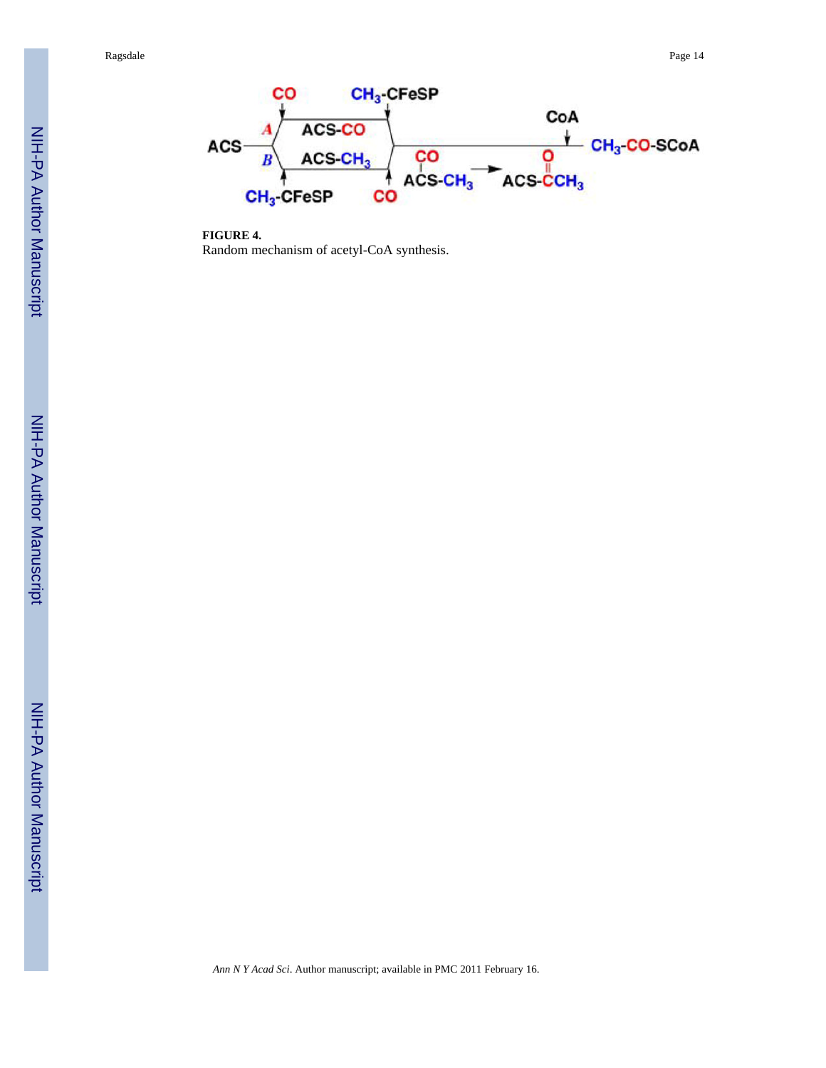**FIGURE 4.**

Random mechanism of acetyl-CoA synthesis.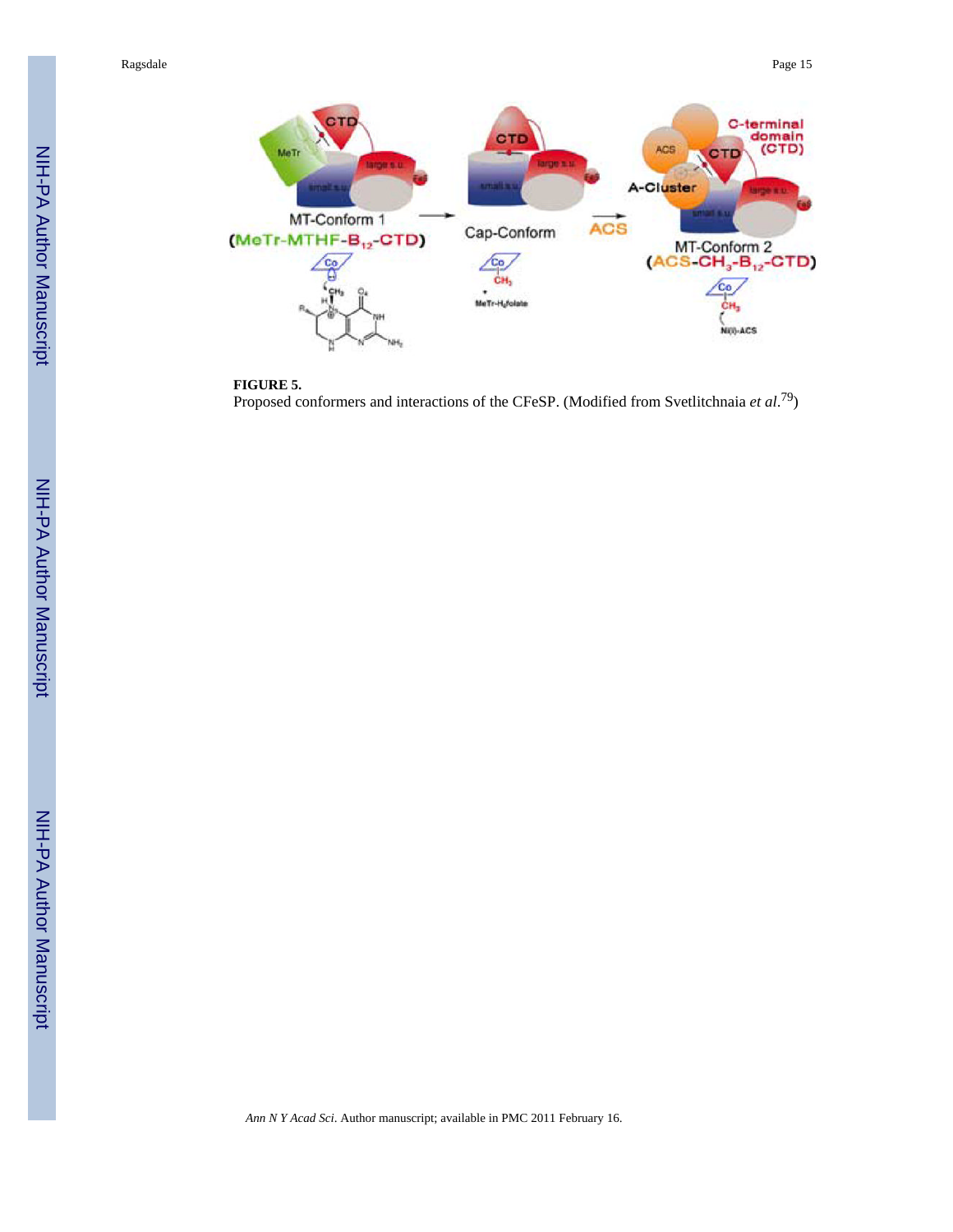MT-Conform 1

(MeTr-MTHF-$B_{12}$-CTD)

Cap-Conform

ACS

MT-Conform 2

(ACS-$CH_3$-$B_{12}$-CTD)

C-terminal domain (CTD)

A-Cluster

**FIGURE 5.**

Proposed conformers and interactions of the CFeSP. (Modified from Svetlitchnaia *et al.*[79])